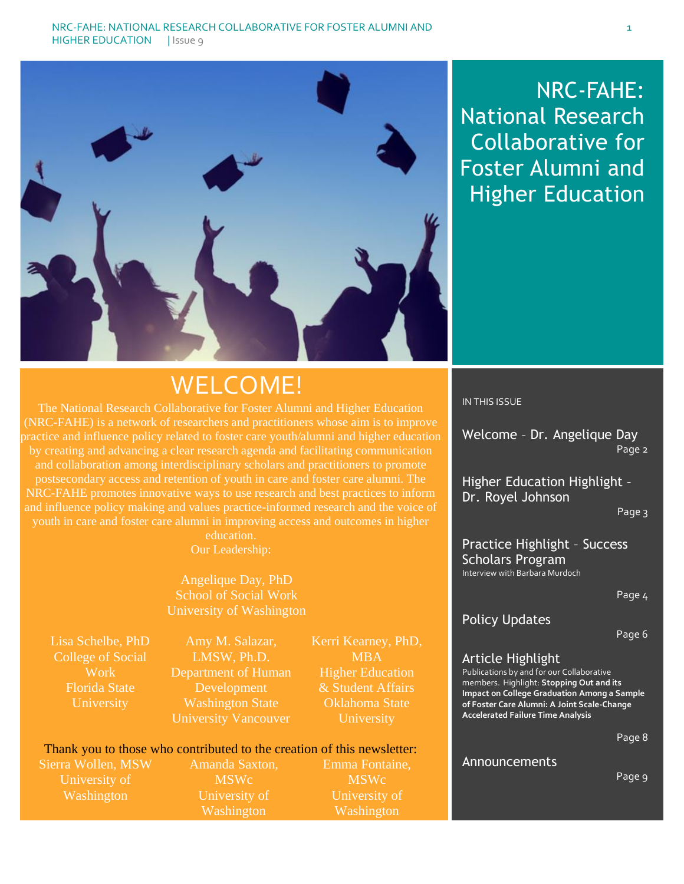# NRC-FAHE: National Research Collaborative for Foster Alumni and Higher Education

## WELCOME!

The National Research Collaborative for Foster Alumni and Higher Education (NRC-FAHE) is a network of researchers and practitioners whose aim is to improve practice and influence policy related to foster care youth/alumni and higher education by creating and advancing a clear research agenda and facilitating communication and collaboration among interdisciplinary scholars and practitioners to promote postsecondary access and retention of youth in care and foster care alumni. The NRC-FAHE promotes innovative ways to use research and best practices to inform and influence policy making and values practice-informed research and the voice of youth in care and foster care alumni in improving access and outcomes in higher education.

Our Leadership:

Angelique Day, PhD
School of Social Work
University of Washington

Lisa Schelbe, PhD
College of Social Work
Florida State University

Amy M. Salazar, LMSW, Ph.D.
Department of Human Development
Washington State University Vancouver

Kerri Kearney, PhD, MBA
Higher Education & Student Affairs
Oklahoma State University

Thank you to those who contributed to the creation of this newsletter:

Sierra Wollen, MSW
University of Washington

Amanda Saxton, MSWc
University of Washington

Emma Fontaine, MSWc
University of Washington

## IN THIS ISSUE

**Welcome – Dr. Angelique Day** — Page 2

**Higher Education Highlight – Dr. Royel Johnson** — Page 3

**Practice Highlight – Success Scholars Program**
Interview with Barbara Murdoch — Page 4

**Policy Updates** — Page 6

**Article Highlight**
Publications by and for our Collaborative members. Highlight: **Stopping Out and its Impact on College Graduation Among a Sample of Foster Care Alumni: A Joint Scale-Change Accelerated Failure Time Analysis** — Page 8

**Announcements** — Page 9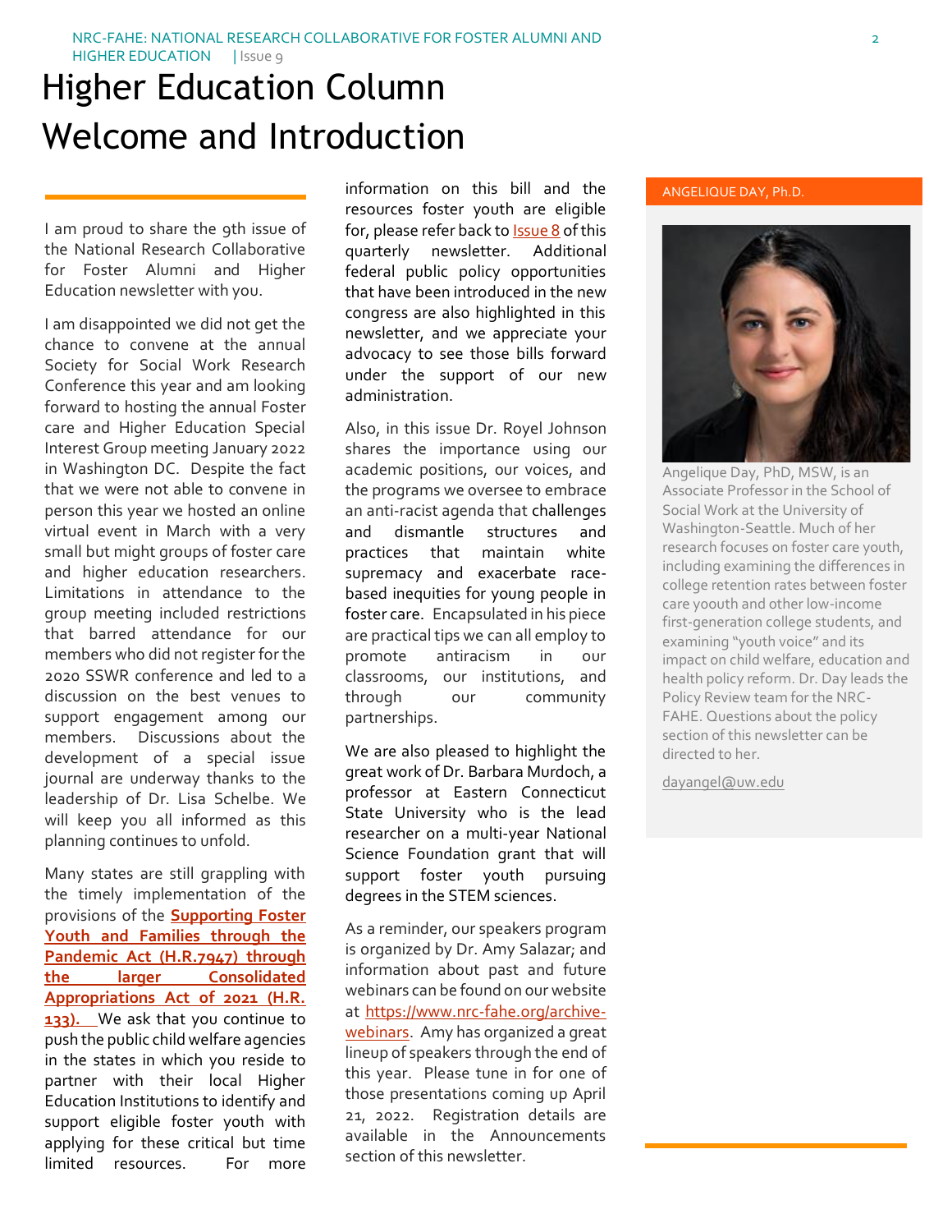# Higher Education Column Welcome and Introduction

I am proud to share the 9th issue of the National Research Collaborative for Foster Alumni and Higher Education newsletter with you.

I am disappointed we did not get the chance to convene at the annual Society for Social Work Research Conference this year and am looking forward to hosting the annual Foster care and Higher Education Special Interest Group meeting January 2022 in Washington DC. Despite the fact that we were not able to convene in person this year we hosted an online virtual event in March with a very small but might groups of foster care and higher education researchers. Limitations in attendance to the group meeting included restrictions that barred attendance for our members who did not register for the 2020 SSWR conference and led to a discussion on the best venues to support engagement among our members. Discussions about the development of a special issue journal are underway thanks to the leadership of Dr. Lisa Schelbe. We will keep you all informed as this planning continues to unfold.

Many states are still grappling with the timely implementation of the provisions of the **Supporting Foster Youth and Families through the Pandemic Act (H.R.7947) through the larger Consolidated Appropriations Act of 2021 (H.R. 133).** We ask that you continue to push the public child welfare agencies in the states in which you reside to partner with their local Higher Education Institutions to identify and support eligible foster youth with applying for these critical but time limited resources. For more information on this bill and the resources foster youth are eligible for, please refer back to Issue 8 of this quarterly newsletter. Additional federal public policy opportunities that have been introduced in the new congress are also highlighted in this newsletter, and we appreciate your advocacy to see those bills forward under the support of our new administration.

Also, in this issue Dr. Royel Johnson shares the importance using our academic positions, our voices, and the programs we oversee to embrace an anti-racist agenda that challenges and dismantle structures and practices that maintain white supremacy and exacerbate race-based inequities for young people in foster care. Encapsulated in his piece are practical tips we can all employ to promote antiracism in our classrooms, our institutions, and through our community partnerships.

We are also pleased to highlight the great work of Dr. Barbara Murdoch, a professor at Eastern Connecticut State University who is the lead researcher on a multi-year National Science Foundation grant that will support foster youth pursuing degrees in the STEM sciences.

As a reminder, our speakers program is organized by Dr. Amy Salazar; and information about past and future webinars can be found on our website at https://www.nrc-fahe.org/archive-webinars. Amy has organized a great lineup of speakers through the end of this year. Please tune in for one of those presentations coming up April 21, 2022. Registration details are available in the Announcements section of this newsletter.

**ANGELIQUE DAY, Ph.D.**

Angelique Day, PhD, MSW, is an Associate Professor in the School of Social Work at the University of Washington-Seattle. Much of her research focuses on foster care youth, including examining the differences in college retention rates between foster care yoouth and other low-income first-generation college students, and examining "youth voice" and its impact on child welfare, education and health policy reform. Dr. Day leads the Policy Review team for the NRC-FAHE. Questions about the policy section of this newsletter can be directed to her.

dayangel@uw.edu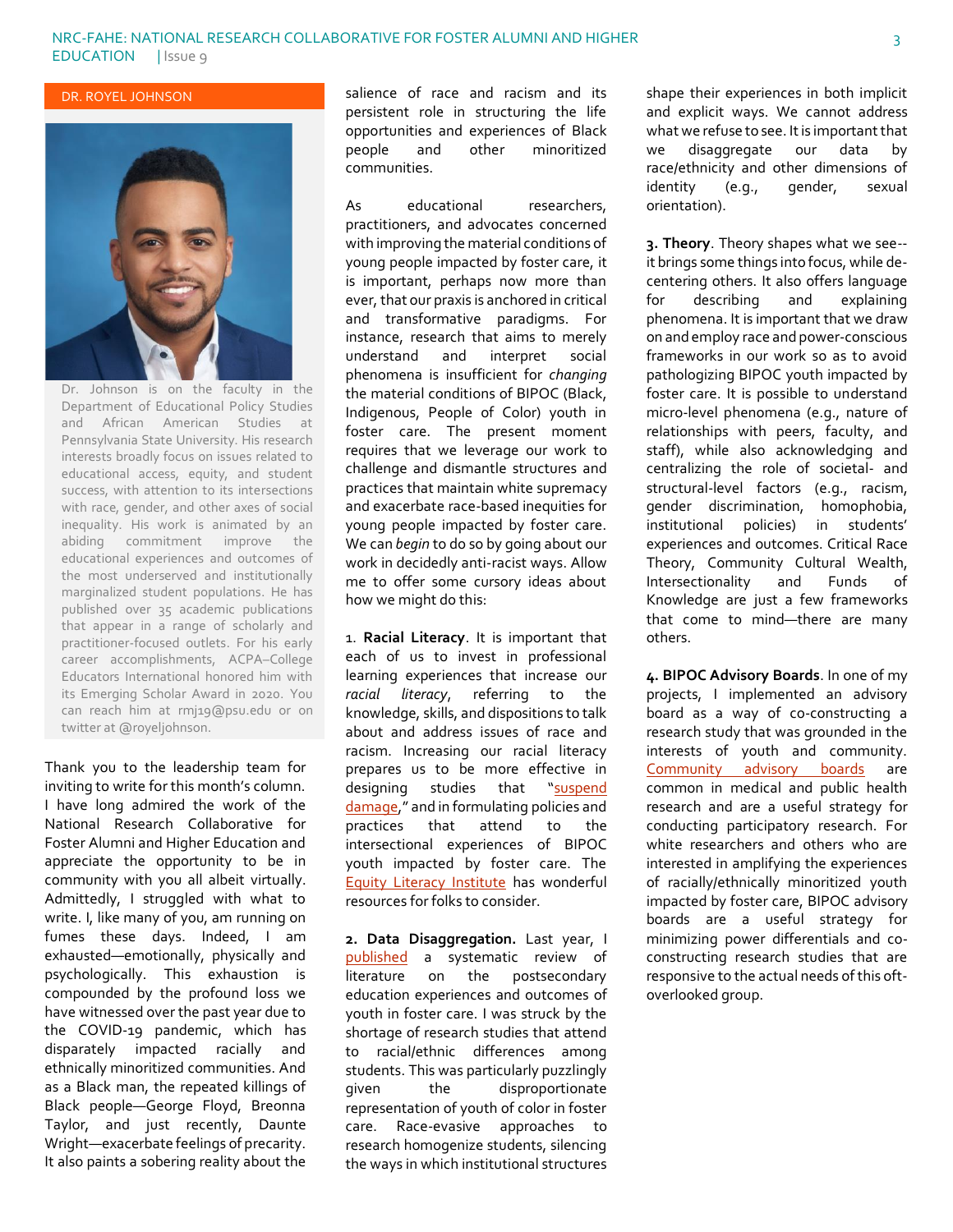## DR. ROYEL JOHNSON

Dr. Johnson is on the faculty in the Department of Educational Policy Studies and African American Studies at Pennsylvania State University. His research interests broadly focus on issues related to educational access, equity, and student success, with attention to its intersections with race, gender, and other axes of social inequality. His work is animated by an abiding commitment improve the educational experiences and outcomes of the most underserved and institutionally marginalized student populations. He has published over 35 academic publications that appear in a range of scholarly and practitioner-focused outlets. For his early career accomplishments, ACPA–College Educators International honored him with its Emerging Scholar Award in 2020. You can reach him at rmj19@psu.edu or on twitter at @royeljohnson.

Thank you to the leadership team for inviting to write for this month's column. I have long admired the work of the National Research Collaborative for Foster Alumni and Higher Education and appreciate the opportunity to be in community with you all albeit virtually. Admittedly, I struggled with what to write. I, like many of you, am running on fumes these days. Indeed, I am exhausted—emotionally, physically and psychologically. This exhaustion is compounded by the profound loss we have witnessed over the past year due to the COVID-19 pandemic, which has disparately impacted racially and ethnically minoritized communities. And as a Black man, the repeated killings of Black people—George Floyd, Breonna Taylor, and just recently, Daunte Wright—exacerbate feelings of precarity. It also paints a sobering reality about the salience of race and racism and its persistent role in structuring the life opportunities and experiences of Black people and other minoritized communities.

As educational researchers, practitioners, and advocates concerned with improving the material conditions of young people impacted by foster care, it is important, perhaps now more than ever, that our praxis is anchored in critical and transformative paradigms. For instance, research that aims to merely understand and interpret social phenomena is insufficient for *changing* the material conditions of BIPOC (Black, Indigenous, People of Color) youth in foster care. The present moment requires that we leverage our work to challenge and dismantle structures and practices that maintain white supremacy and exacerbate race-based inequities for young people impacted by foster care. We can *begin* to do so by going about our work in decidedly anti-racist ways. Allow me to offer some cursory ideas about how we might do this:

1. **Racial Literacy**. It is important that each of us to invest in professional learning experiences that increase our *racial literacy*, referring to the knowledge, skills, and dispositions to talk about and address issues of race and racism. Increasing our racial literacy prepares us to be more effective in designing studies that "suspend damage," and in formulating policies and practices that attend to the intersectional experiences of BIPOC youth impacted by foster care. The Equity Literacy Institute has wonderful resources for folks to consider.

2. **Data Disaggregation.** Last year, I published a systematic review of literature on the postsecondary education experiences and outcomes of youth in foster care. I was struck by the shortage of research studies that attend to racial/ethnic differences among students. This was particularly puzzlingly given the disproportionate representation of youth of color in foster care. Race-evasive approaches to research homogenize students, silencing the ways in which institutional structures shape their experiences in both implicit and explicit ways. We cannot address what we refuse to see. It is important that we disaggregate our data by race/ethnicity and other dimensions of identity (e.g., gender, sexual orientation).

3. **Theory**. Theory shapes what we see--it brings some things into focus, while de-centering others. It also offers language for describing and explaining phenomena. It is important that we draw on and employ race and power-conscious frameworks in our work so as to avoid pathologizing BIPOC youth impacted by foster care. It is possible to understand micro-level phenomena (e.g., nature of relationships with peers, faculty, and staff), while also acknowledging and centralizing the role of societal- and structural-level factors (e.g., racism, gender discrimination, homophobia, institutional policies) in students' experiences and outcomes. Critical Race Theory, Community Cultural Wealth, Intersectionality and Funds of Knowledge are just a few frameworks that come to mind—there are many others.

4. **BIPOC Advisory Boards**. In one of my projects, I implemented an advisory board as a way of co-constructing a research study that was grounded in the interests of youth and community. Community advisory boards are common in medical and public health research and are a useful strategy for conducting participatory research. For white researchers and others who are interested in amplifying the experiences of racially/ethnically minoritized youth impacted by foster care, BIPOC advisory boards are a useful strategy for minimizing power differentials and co-constructing research studies that are responsive to the actual needs of this oft-overlooked group.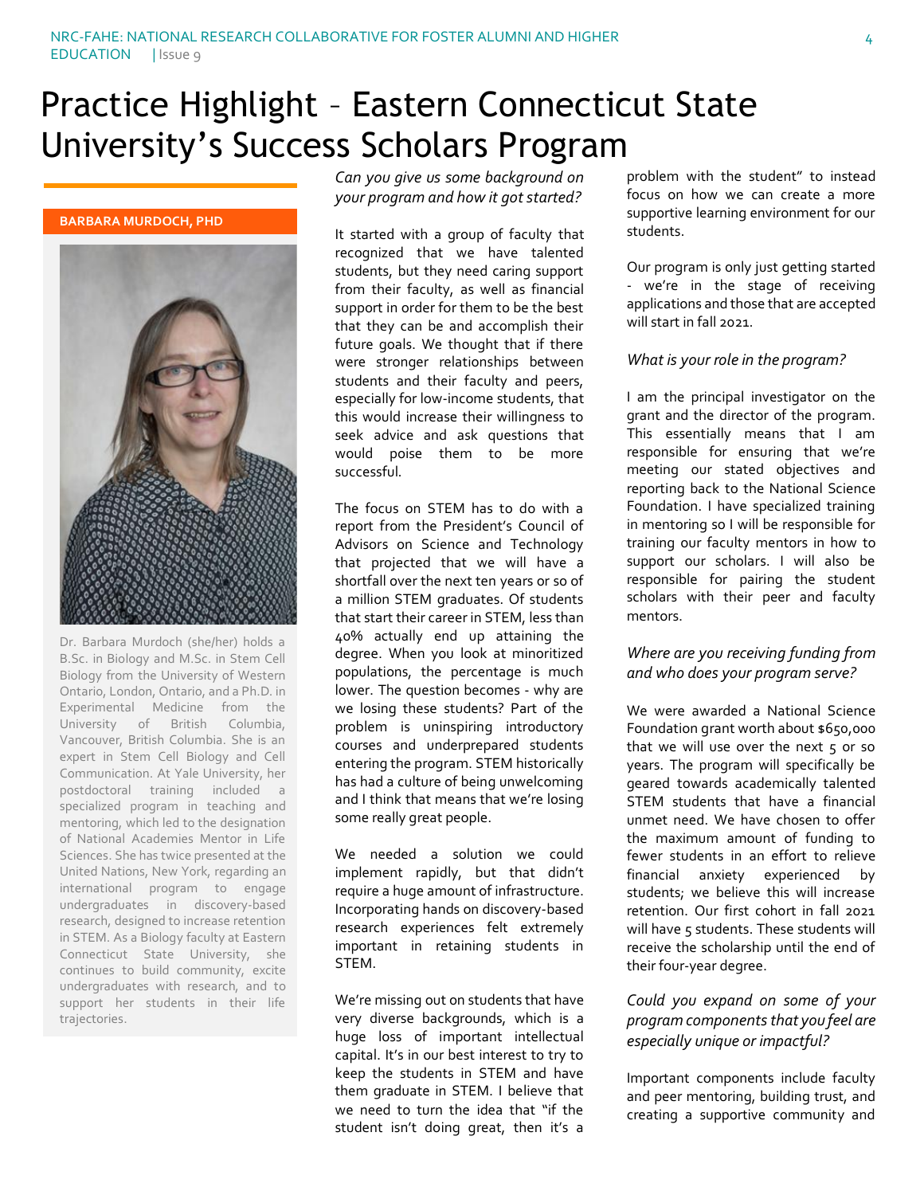# Practice Highlight – Eastern Connecticut State University's Success Scholars Program

**BARBARA MURDOCH, PHD**

Dr. Barbara Murdoch (she/her) holds a B.Sc. in Biology and M.Sc. in Stem Cell Biology from the University of Western Ontario, London, Ontario, and a Ph.D. in Experimental Medicine from the University of British Columbia, Vancouver, British Columbia. She is an expert in Stem Cell Biology and Cell Communication. At Yale University, her postdoctoral training included a specialized program in teaching and mentoring, which led to the designation of National Academies Mentor in Life Sciences. She has twice presented at the United Nations, New York, regarding an international program to engage undergraduates in discovery-based research, designed to increase retention in STEM. As a Biology faculty at Eastern Connecticut State University, she continues to build community, excite undergraduates with research, and to support her students in their life trajectories.

*Can you give us some background on your program and how it got started?*

It started with a group of faculty that recognized that we have talented students, but they need caring support from their faculty, as well as financial support in order for them to be the best that they can be and accomplish their future goals. We thought that if there were stronger relationships between students and their faculty and peers, especially for low-income students, that this would increase their willingness to seek advice and ask questions that would poise them to be more successful.

The focus on STEM has to do with a report from the President's Council of Advisors on Science and Technology that projected that we will have a shortfall over the next ten years or so of a million STEM graduates. Of students that start their career in STEM, less than 40% actually end up attaining the degree. When you look at minoritized populations, the percentage is much lower. The question becomes - why are we losing these students? Part of the problem is uninspiring introductory courses and underprepared students entering the program. STEM historically has had a culture of being unwelcoming and I think that means that we're losing some really great people.

We needed a solution we could implement rapidly, but that didn't require a huge amount of infrastructure. Incorporating hands on discovery-based research experiences felt extremely important in retaining students in STEM.

We're missing out on students that have very diverse backgrounds, which is a huge loss of important intellectual capital. It's in our best interest to try to keep the students in STEM and have them graduate in STEM. I believe that we need to turn the idea that "if the student isn't doing great, then it's a problem with the student" to instead focus on how we can create a more supportive learning environment for our students.

Our program is only just getting started - we're in the stage of receiving applications and those that are accepted will start in fall 2021.

*What is your role in the program?*

I am the principal investigator on the grant and the director of the program. This essentially means that I am responsible for ensuring that we're meeting our stated objectives and reporting back to the National Science Foundation. I have specialized training in mentoring so I will be responsible for training our faculty mentors in how to support our scholars. I will also be responsible for pairing the student scholars with their peer and faculty mentors.

*Where are you receiving funding from and who does your program serve?*

We were awarded a National Science Foundation grant worth about $650,000 that we will use over the next 5 or so years. The program will specifically be geared towards academically talented STEM students that have a financial unmet need. We have chosen to offer the maximum amount of funding to fewer students in an effort to relieve financial anxiety experienced by students; we believe this will increase retention. Our first cohort in fall 2021 will have 5 students. These students will receive the scholarship until the end of their four-year degree.

*Could you expand on some of your program components that you feel are especially unique or impactful?*

Important components include faculty and peer mentoring, building trust, and creating a supportive community and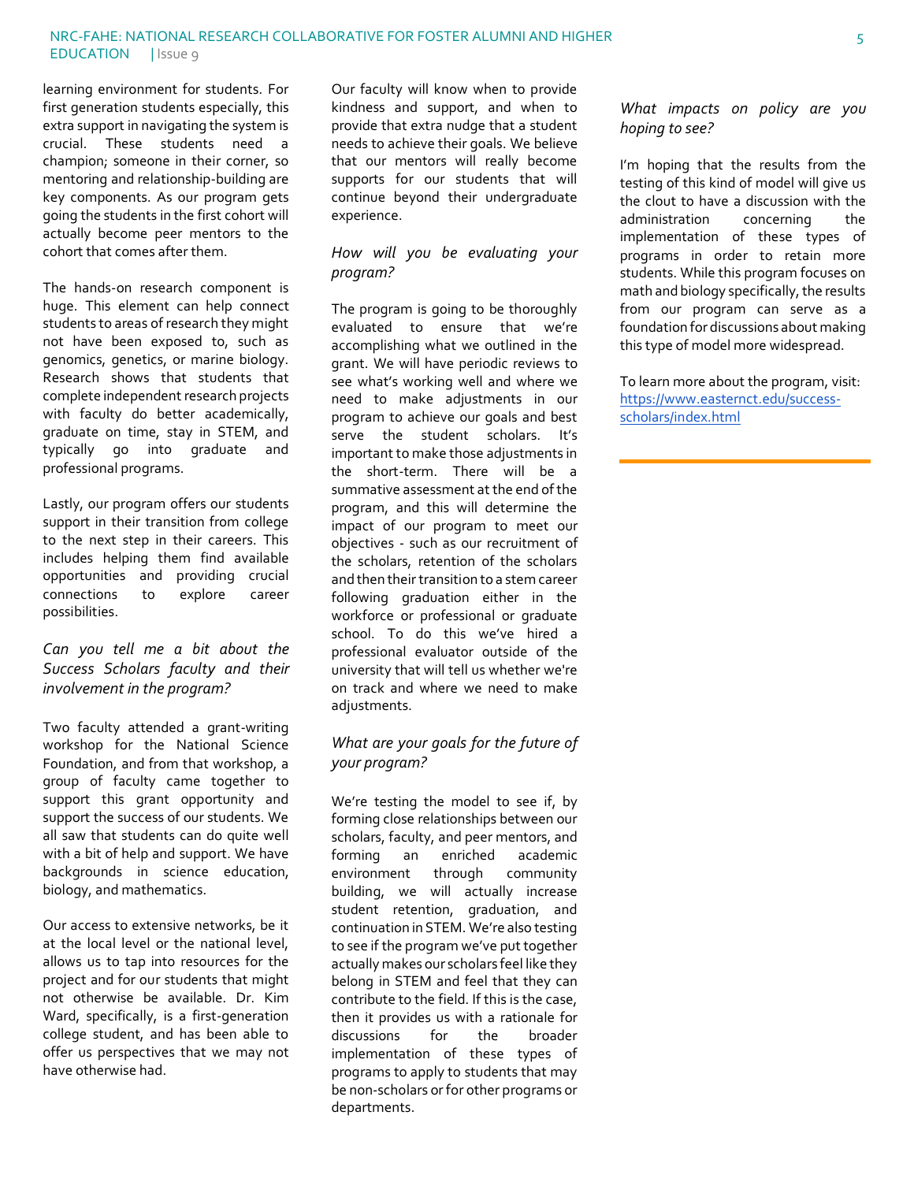learning environment for students. For first generation students especially, this extra support in navigating the system is crucial. These students need a champion; someone in their corner, so mentoring and relationship-building are key components. As our program gets going the students in the first cohort will actually become peer mentors to the cohort that comes after them.

The hands-on research component is huge. This element can help connect students to areas of research they might not have been exposed to, such as genomics, genetics, or marine biology. Research shows that students that complete independent research projects with faculty do better academically, graduate on time, stay in STEM, and typically go into graduate and professional programs.

Lastly, our program offers our students support in their transition from college to the next step in their careers. This includes helping them find available opportunities and providing crucial connections to explore career possibilities.

*Can you tell me a bit about the Success Scholars faculty and their involvement in the program?*

Two faculty attended a grant-writing workshop for the National Science Foundation, and from that workshop, a group of faculty came together to support this grant opportunity and support the success of our students. We all saw that students can do quite well with a bit of help and support. We have backgrounds in science education, biology, and mathematics.

Our access to extensive networks, be it at the local level or the national level, allows us to tap into resources for the project and for our students that might not otherwise be available. Dr. Kim Ward, specifically, is a first-generation college student, and has been able to offer us perspectives that we may not have otherwise had.

Our faculty will know when to provide kindness and support, and when to provide that extra nudge that a student needs to achieve their goals. We believe that our mentors will really become supports for our students that will continue beyond their undergraduate experience.

*How will you be evaluating your program?*

The program is going to be thoroughly evaluated to ensure that we're accomplishing what we outlined in the grant. We will have periodic reviews to see what's working well and where we need to make adjustments in our program to achieve our goals and best serve the student scholars. It's important to make those adjustments in the short-term. There will be a summative assessment at the end of the program, and this will determine the impact of our program to meet our objectives - such as our recruitment of the scholars, retention of the scholars and then their transition to a stem career following graduation either in the workforce or professional or graduate school. To do this we've hired a professional evaluator outside of the university that will tell us whether we're on track and where we need to make adjustments.

*What are your goals for the future of your program?*

We're testing the model to see if, by forming close relationships between our scholars, faculty, and peer mentors, and forming an enriched academic environment through community building, we will actually increase student retention, graduation, and continuation in STEM. We're also testing to see if the program we've put together actually makes our scholars feel like they belong in STEM and feel that they can contribute to the field. If this is the case, then it provides us with a rationale for discussions for the broader implementation of these types of programs to apply to students that may be non-scholars or for other programs or departments.

*What impacts on policy are you hoping to see?*

I'm hoping that the results from the testing of this kind of model will give us the clout to have a discussion with the administration concerning the implementation of these types of programs in order to retain more students. While this program focuses on math and biology specifically, the results from our program can serve as a foundation for discussions about making this type of model more widespread.

To learn more about the program, visit: [https://www.easternct.edu/success-scholars/index.html](https://www.easternct.edu/success-scholars/index.html)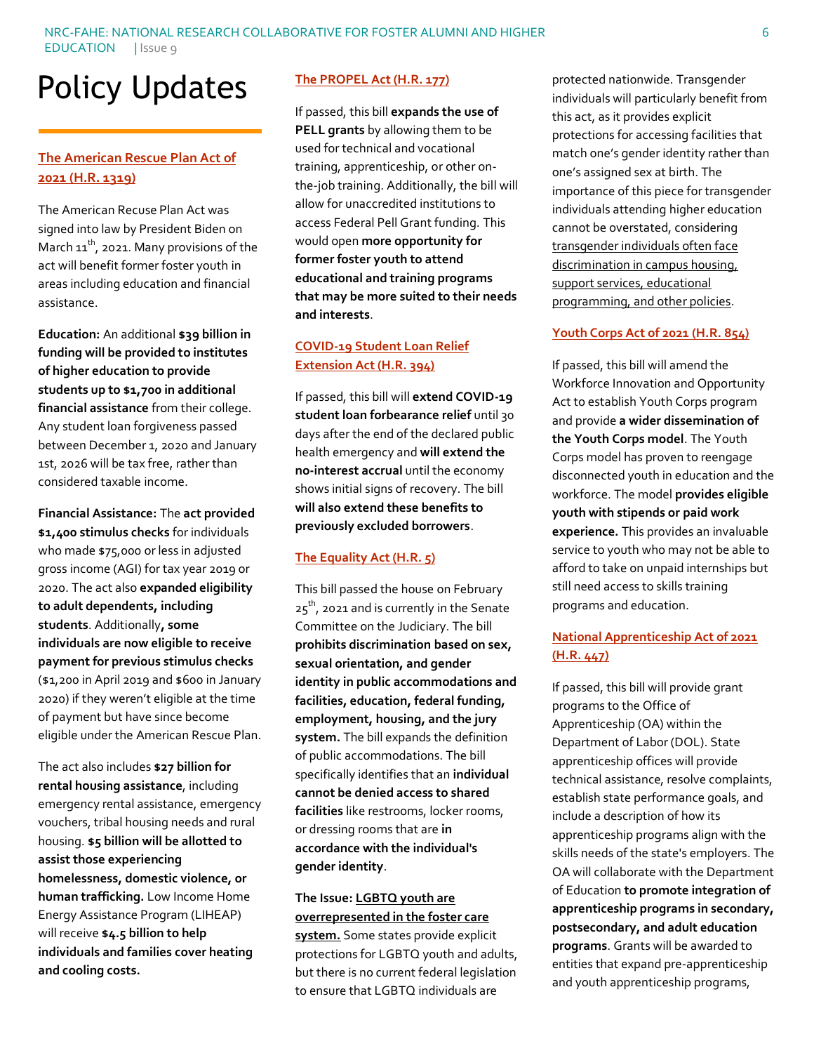# Policy Updates

## The American Rescue Plan Act of 2021 (H.R. 1319)

The American Recuse Plan Act was signed into law by President Biden on March 11th, 2021. Many provisions of the act will benefit former foster youth in areas including education and financial assistance.

**Education:** An additional **$39 billion in funding will be provided to institutes of higher education to provide students up to $1,700 in additional financial assistance** from their college. Any student loan forgiveness passed between December 1, 2020 and January 1st, 2026 will be tax free, rather than considered taxable income.

**Financial Assistance:** The **act provided $1,400 stimulus checks** for individuals who made $75,000 or less in adjusted gross income (AGI) for tax year 2019 or 2020. The act also **expanded eligibility to adult dependents, including students**. Additionally**, some individuals are now eligible to receive payment for previous stimulus checks** ($1,200 in April 2019 and $600 in January 2020) if they weren't eligible at the time of payment but have since become eligible under the American Rescue Plan.

The act also includes **$27 billion for rental housing assistance**, including emergency rental assistance, emergency vouchers, tribal housing needs and rural housing. **$5 billion will be allotted to assist those experiencing homelessness, domestic violence, or human trafficking.** Low Income Home Energy Assistance Program (LIHEAP) will receive **$4.5 billion to help individuals and families cover heating and cooling costs.**

## The PROPEL Act (H.R. 177)

If passed, this bill **expands the use of PELL grants** by allowing them to be used for technical and vocational training, apprenticeship, or other on-the-job training. Additionally, the bill will allow for unaccredited institutions to access Federal Pell Grant funding. This would open **more opportunity for former foster youth to attend educational and training programs that may be more suited to their needs and interests**.

## COVID-19 Student Loan Relief Extension Act (H.R. 394)

If passed, this bill will **extend COVID-19 student loan forbearance relief** until 30 days after the end of the declared public health emergency and **will extend the no-interest accrual** until the economy shows initial signs of recovery. The bill **will also extend these benefits to previously excluded borrowers**.

## The Equality Act (H.R. 5)

This bill passed the house on February 25th, 2021 and is currently in the Senate Committee on the Judiciary. The bill **prohibits discrimination based on sex, sexual orientation, and gender identity in public accommodations and facilities, education, federal funding, employment, housing, and the jury system.** The bill expands the definition of public accommodations. The bill specifically identifies that an **individual cannot be denied access to shared facilities** like restrooms, locker rooms, or dressing rooms that are **in accordance with the individual's gender identity**.

**The Issue:** **LGBTQ youth are overrepresented in the foster care system.** Some states provide explicit protections for LGBTQ youth and adults, but there is no current federal legislation to ensure that LGBTQ individuals are protected nationwide. Transgender individuals will particularly benefit from this act, as it provides explicit protections for accessing facilities that match one's gender identity rather than one's assigned sex at birth. The importance of this piece for transgender individuals attending higher education cannot be overstated, considering transgender individuals often face discrimination in campus housing, support services, educational programming, and other policies.

## Youth Corps Act of 2021 (H.R. 854)

If passed, this bill will amend the Workforce Innovation and Opportunity Act to establish Youth Corps program and provide **a wider dissemination of the Youth Corps model**. The Youth Corps model has proven to reengage disconnected youth in education and the workforce. The model **provides eligible youth with stipends or paid work experience.** This provides an invaluable service to youth who may not be able to afford to take on unpaid internships but still need access to skills training programs and education.

## National Apprenticeship Act of 2021 (H.R. 447)

If passed, this bill will provide grant programs to the Office of Apprenticeship (OA) within the Department of Labor (DOL). State apprenticeship offices will provide technical assistance, resolve complaints, establish state performance goals, and include a description of how its apprenticeship programs align with the skills needs of the state's employers. The OA will collaborate with the Department of Education **to promote integration of apprenticeship programs in secondary, postsecondary, and adult education programs**. Grants will be awarded to entities that expand pre-apprenticeship and youth apprenticeship programs,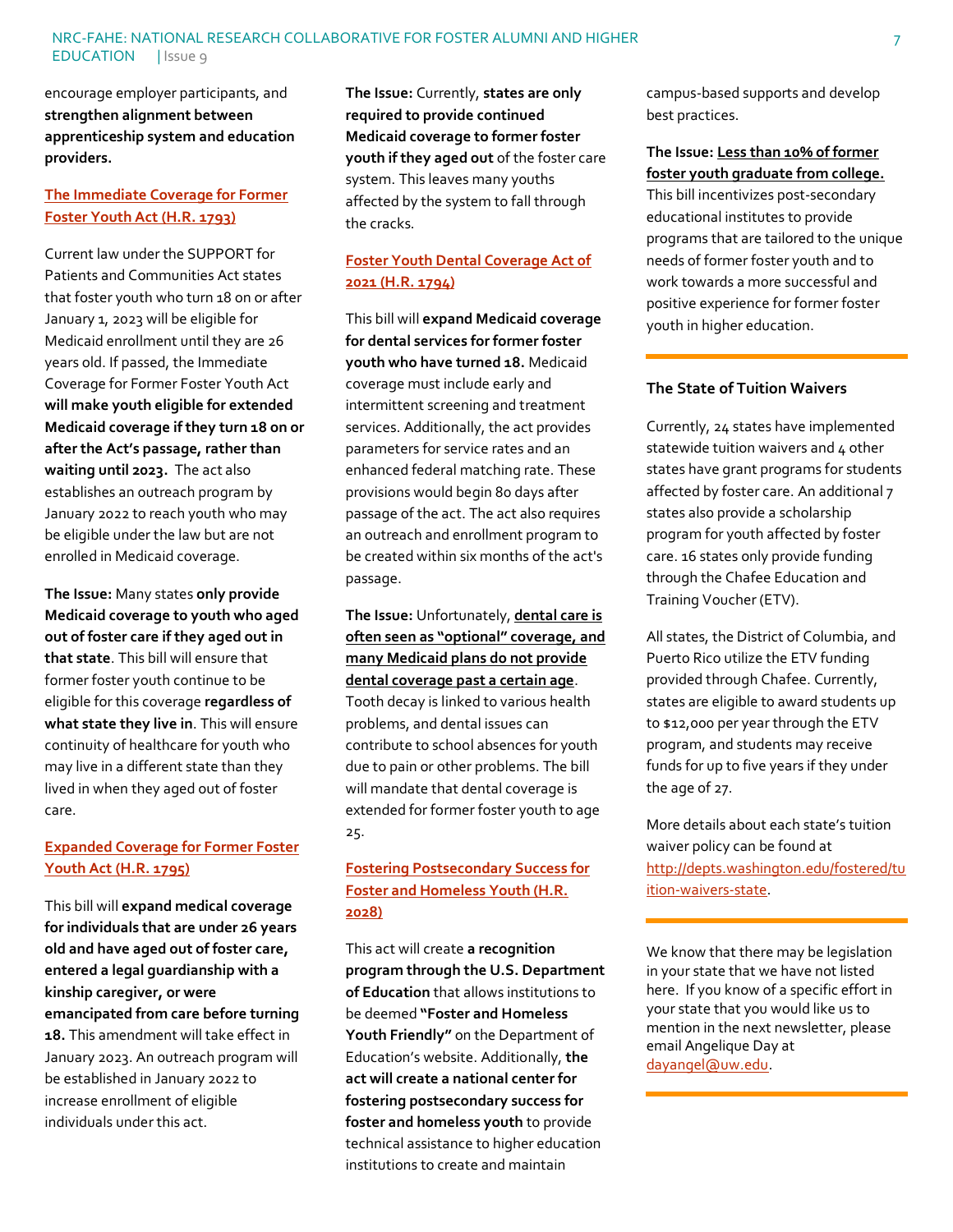encourage employer participants, and **strengthen alignment between apprenticeship system and education providers.**

### The Immediate Coverage for Former Foster Youth Act (H.R. 1793)

Current law under the SUPPORT for Patients and Communities Act states that foster youth who turn 18 on or after January 1, 2023 will be eligible for Medicaid enrollment until they are 26 years old. If passed, the Immediate Coverage for Former Foster Youth Act **will make youth eligible for extended Medicaid coverage if they turn 18 on or after the Act's passage, rather than waiting until 2023.** The act also establishes an outreach program by January 2022 to reach youth who may be eligible under the law but are not enrolled in Medicaid coverage.

**The Issue:** Many states **only provide Medicaid coverage to youth who aged out of foster care if they aged out in that state**. This bill will ensure that former foster youth continue to be eligible for this coverage **regardless of what state they live in**. This will ensure continuity of healthcare for youth who may live in a different state than they lived in when they aged out of foster care.

### Expanded Coverage for Former Foster Youth Act (H.R. 1795)

This bill will **expand medical coverage for individuals that are under 26 years old and have aged out of foster care, entered a legal guardianship with a kinship caregiver, or were emancipated from care before turning 18.** This amendment will take effect in January 2023. An outreach program will be established in January 2022 to increase enrollment of eligible individuals under this act.

**The Issue:** Currently, **states are only required to provide continued Medicaid coverage to former foster youth if they aged out** of the foster care system. This leaves many youths affected by the system to fall through the cracks.

### Foster Youth Dental Coverage Act of 2021 (H.R. 1794)

This bill will **expand Medicaid coverage for dental services for former foster youth who have turned 18.** Medicaid coverage must include early and intermittent screening and treatment services. Additionally, the act provides parameters for service rates and an enhanced federal matching rate. These provisions would begin 80 days after passage of the act. The act also requires an outreach and enrollment program to be created within six months of the act's passage.

**The Issue:** Unfortunately, **dental care is often seen as "optional" coverage, and many Medicaid plans do not provide dental coverage past a certain age**. Tooth decay is linked to various health problems, and dental issues can contribute to school absences for youth due to pain or other problems. The bill will mandate that dental coverage is extended for former foster youth to age 25.

### Fostering Postsecondary Success for Foster and Homeless Youth (H.R. 2028)

This act will create **a recognition program through the U.S. Department of Education** that allows institutions to be deemed **"Foster and Homeless Youth Friendly"** on the Department of Education's website. Additionally, **the act will create a national center for fostering postsecondary success for foster and homeless youth** to provide technical assistance to higher education institutions to create and maintain campus-based supports and develop best practices.

**The Issue:** **Less than 10% of former foster youth graduate from college.** This bill incentivizes post-secondary educational institutes to provide programs that are tailored to the unique needs of former foster youth and to work towards a more successful and positive experience for former foster youth in higher education.

---

## The State of Tuition Waivers

Currently, 24 states have implemented statewide tuition waivers and 4 other states have grant programs for students affected by foster care. An additional 7 states also provide a scholarship program for youth affected by foster care. 16 states only provide funding through the Chafee Education and Training Voucher (ETV).

All states, the District of Columbia, and Puerto Rico utilize the ETV funding provided through Chafee. Currently, states are eligible to award students up to $12,000 per year through the ETV program, and students may receive funds for up to five years if they under the age of 27.

More details about each state's tuition waiver policy can be found at http://depts.washington.edu/fostered/tuition-waivers-state.

---

We know that there may be legislation in your state that we have not listed here. If you know of a specific effort in your state that you would like us to mention in the next newsletter, please email Angelique Day at dayangel@uw.edu.

---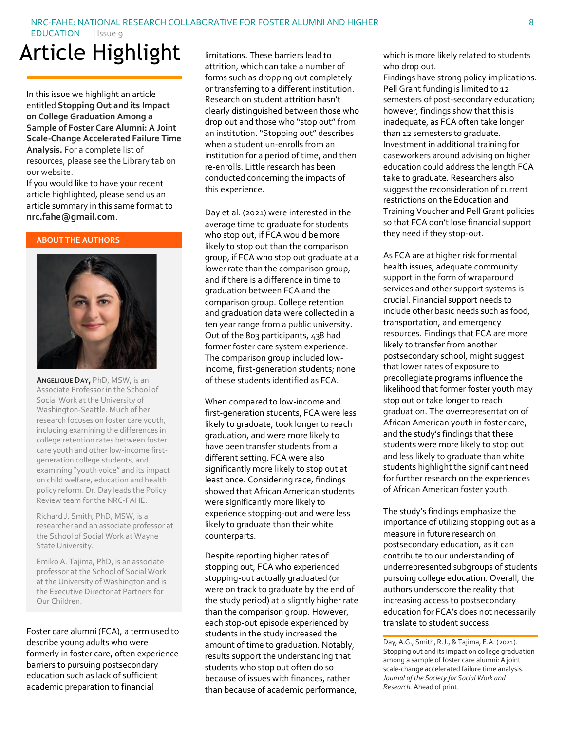# Article Highlight

In this issue we highlight an article entitled **Stopping Out and its Impact on College Graduation Among a Sample of Foster Care Alumni: A Joint Scale-Change Accelerated Failure Time Analysis.** For a complete list of resources, please see the Library tab on our website.

If you would like to have your recent article highlighted, please send us an article summary in this same format to **nrc.fahe@gmail.com**.

## ABOUT THE AUTHORS

**Angelique Day,** PhD, MSW, is an Associate Professor in the School of Social Work at the University of Washington-Seattle. Much of her research focuses on foster care youth, including examining the differences in college retention rates between foster care youth and other low-income first-generation college students, and examining "youth voice" and its impact on child welfare, education and health policy reform. Dr. Day leads the Policy Review team for the NRC-FAHE.

Richard J. Smith, PhD, MSW, is a researcher and an associate professor at the School of Social Work at Wayne State University.

Emiko A. Tajima, PhD, is an associate professor at the School of Social Work at the University of Washington and is the Executive Director at Partners for Our Children.

Foster care alumni (FCA), a term used to describe young adults who were formerly in foster care, often experience barriers to pursuing postsecondary education such as lack of sufficient academic preparation to financial limitations. These barriers lead to attrition, which can take a number of forms such as dropping out completely or transferring to a different institution. Research on student attrition hasn't clearly distinguished between those who drop out and those who "stop out" from an institution. "Stopping out" describes when a student un-enrolls from an institution for a period of time, and then re-enrolls. Little research has been conducted concerning the impacts of this experience.

Day et al. (2021) were interested in the average time to graduate for students who stop out, if FCA would be more likely to stop out than the comparison group, if FCA who stop out graduate at a lower rate than the comparison group, and if there is a difference in time to graduation between FCA and the comparison group. College retention and graduation data were collected in a ten year range from a public university. Out of the 803 participants, 438 had former foster care system experience. The comparison group included low-income, first-generation students; none of these students identified as FCA.

When compared to low-income and first-generation students, FCA were less likely to graduate, took longer to reach graduation, and were more likely to have been transfer students from a different setting. FCA were also significantly more likely to stop out at least once. Considering race, findings showed that African American students were significantly more likely to experience stopping-out and were less likely to graduate than their white counterparts.

Despite reporting higher rates of stopping out, FCA who experienced stopping-out actually graduated (or were on track to graduate by the end of the study period) at a slightly higher rate than the comparison group. However, each stop-out episode experienced by students in the study increased the amount of time to graduation. Notably, results support the understanding that students who stop out often do so because of issues with finances, rather than because of academic performance, which is more likely related to students who drop out.

Findings have strong policy implications. Pell Grant funding is limited to 12 semesters of post-secondary education; however, findings show that this is inadequate, as FCA often take longer than 12 semesters to graduate. Investment in additional training for caseworkers around advising on higher education could address the length FCA take to graduate. Researchers also suggest the reconsideration of current restrictions on the Education and Training Voucher and Pell Grant policies so that FCA don't lose financial support they need if they stop-out.

As FCA are at higher risk for mental health issues, adequate community support in the form of wraparound services and other support systems is crucial. Financial support needs to include other basic needs such as food, transportation, and emergency resources. Findings that FCA are more likely to transfer from another postsecondary school, might suggest that lower rates of exposure to precollegiate programs influence the likelihood that former foster youth may stop out or take longer to reach graduation. The overrepresentation of African American youth in foster care, and the study's findings that these students were more likely to stop out and less likely to graduate than white students highlight the significant need for further research on the experiences of African American foster youth.

The study's findings emphasize the importance of utilizing stopping out as a measure in future research on postsecondary education, as it can contribute to our understanding of underrepresented subgroups of students pursuing college education. Overall, the authors underscore the reality that increasing access to postsecondary education for FCA's does not necessarily translate to student success.

Day, A.G., Smith, R.J., & Tajima, E.A. (2021). Stopping out and its impact on college graduation among a sample of foster care alumni: A joint scale-change accelerated failure time analysis. *Journal of the Society for Social Work and Research.* Ahead of print.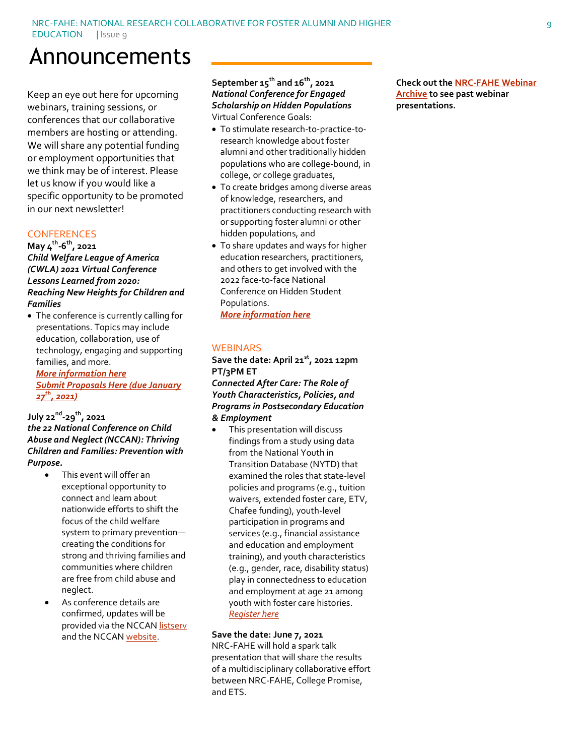# Announcements

Keep an eye out here for upcoming webinars, training sessions, or conferences that our collaborative members are hosting or attending. We will share any potential funding or employment opportunities that we think may be of interest. Please let us know if you would like a specific opportunity to be promoted in our next newsletter!

## CONFERENCES

**May 4th-6th, 2021**
***Child Welfare League of America (CWLA) 2021 Virtual Conference Lessons Learned from 2020: Reaching New Heights for Children and Families***

- The conference is currently calling for presentations. Topics may include education, collaboration, use of technology, engaging and supporting families, and more.
  ***More information here***
  ***Submit Proposals Here (due January 27th, 2021)***

**July 22nd-29th, 2021**
***the 22 National Conference on Child Abuse and Neglect (NCCAN): Thriving Children and Families: Prevention with Purpose.***

- This event will offer an exceptional opportunity to connect and learn about nationwide efforts to shift the focus of the child welfare system to primary prevention—creating the conditions for strong and thriving families and communities where children are free from child abuse and neglect.
- As conference details are confirmed, updates will be provided via the NCCAN listserv and the NCCAN website.

**September 15th and 16th, 2021**
***National Conference for Engaged Scholarship on Hidden Populations***
Virtual Conference Goals:

- To stimulate research-to-practice-to-research knowledge about foster alumni and other traditionally hidden populations who are college-bound, in college, or college graduates,
- To create bridges among diverse areas of knowledge, researchers, and practitioners conducting research with or supporting foster alumni or other hidden populations, and
- To share updates and ways for higher education researchers, practitioners, and others to get involved with the 2022 face-to-face National Conference on Hidden Student Populations.
  ***More information here***

## WEBINARS

**Save the date: April 21st, 2021 12pm PT/3PM ET**
***Connected After Care: The Role of Youth Characteristics, Policies, and Programs in Postsecondary Education & Employment***

- This presentation will discuss findings from a study using data from the National Youth in Transition Database (NYTD) that examined the roles that state-level policies and programs (e.g., tuition waivers, extended foster care, ETV, Chafee funding), youth-level participation in programs and services (e.g., financial assistance and education and employment training), and youth characteristics (e.g., gender, race, disability status) play in connectedness to education and employment at age 21 among youth with foster care histories.
  *Register here*

**Save the date: June 7, 2021**
NRC-FAHE will hold a spark talk presentation that will share the results of a multidisciplinary collaborative effort between NRC-FAHE, College Promise, and ETS.

**Check out the NRC-FAHE Webinar Archive to see past webinar presentations.**